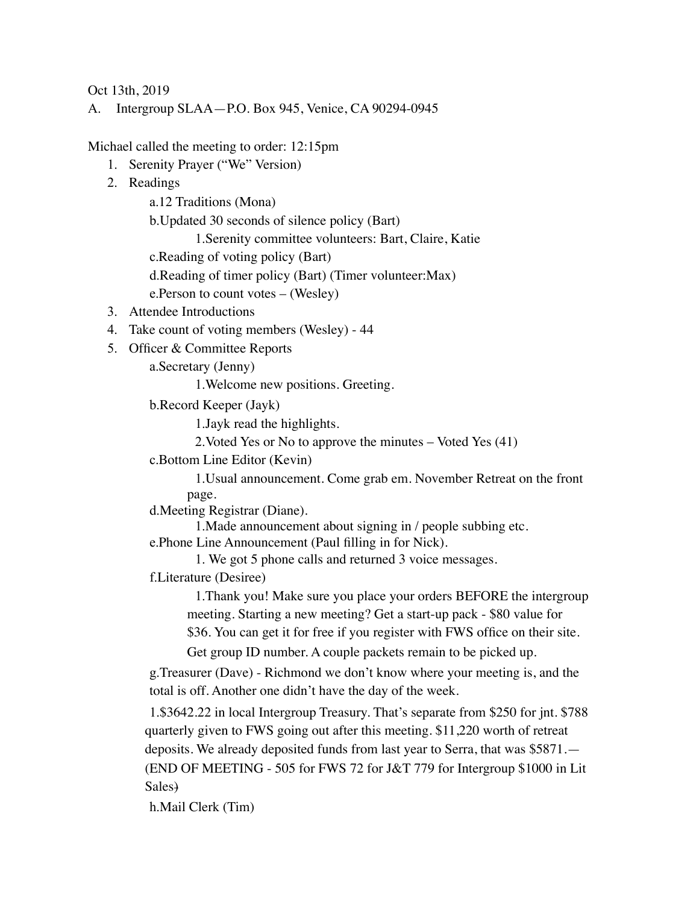Oct 13th, 2019

A. Intergroup SLAA—P.O. Box 945, Venice, CA 90294-0945

Michael called the meeting to order: 12:15pm

1. Serenity Prayer ("We" Version)
2. Readings
   - a.12 Traditions (Mona)
   - b.Updated 30 seconds of silence policy (Bart)
     - 1.Serenity committee volunteers: Bart, Claire, Katie
   - c.Reading of voting policy (Bart)
   - d.Reading of timer policy (Bart) (Timer volunteer:Max)
   - e.Person to count votes – (Wesley)
3. Attendee Introductions
4. Take count of voting members (Wesley) - 44
5. Officer & Committee Reports
   - a.Secretary (Jenny)
     - 1.Welcome new positions. Greeting.
   - b.Record Keeper (Jayk)
     - 1.Jayk read the highlights.
     - 2.Voted Yes or No to approve the minutes – Voted Yes (41)
   - c.Bottom Line Editor (Kevin)
     - 1.Usual announcement. Come grab em. November Retreat on the front page.
   - d.Meeting Registrar (Diane).
     - 1.Made announcement about signing in / people subbing etc.
   - e.Phone Line Announcement (Paul filling in for Nick).
     - 1. We got 5 phone calls and returned 3 voice messages.
   - f.Literature (Desiree)
     - 1.Thank you! Make sure you place your orders BEFORE the intergroup meeting. Starting a new meeting? Get a start-up pack - $80 value for $36. You can get it for free if you register with FWS office on their site. Get group ID number. A couple packets remain to be picked up.
   - g.Treasurer (Dave) - Richmond we don't know where your meeting is, and the total is off. Another one didn't have the day of the week.
     - 1.$3642.22 in local Intergroup Treasury. That's separate from $250 for jnt. $788 quarterly given to FWS going out after this meeting. $11,220 worth of retreat deposits. We already deposited funds from last year to Serra, that was $5871.— (END OF MEETING - 505 for FWS 72 for J&T 779 for Intergroup $1000 in Lit Sales)
   - h.Mail Clerk (Tim)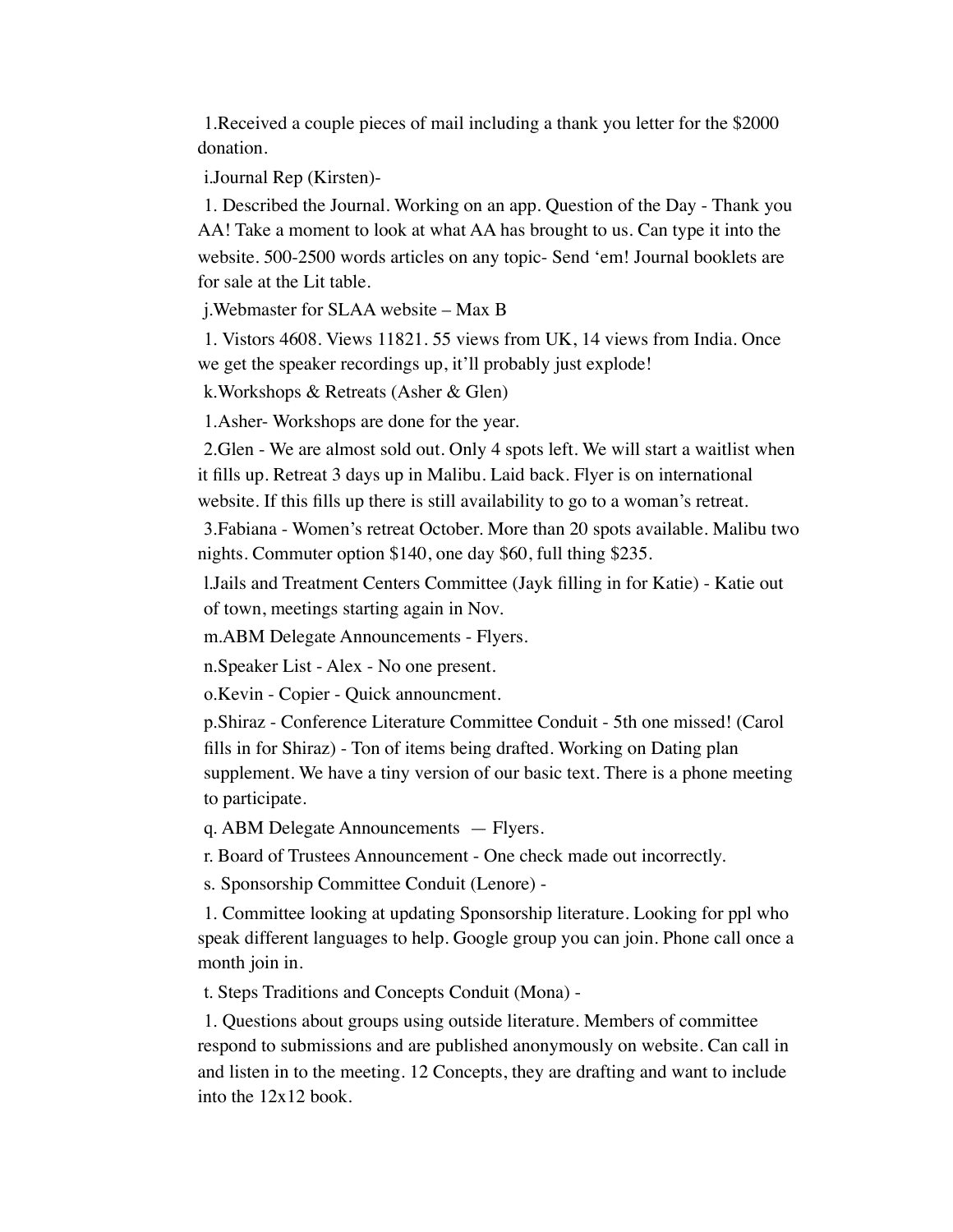1. Received a couple pieces of mail including a thank you letter for the $2000 donation.

i. Journal Rep (Kirsten)-

1. Described the Journal. Working on an app. Question of the Day - Thank you AA! Take a moment to look at what AA has brought to us. Can type it into the website. 500-2500 words articles on any topic- Send 'em! Journal booklets are for sale at the Lit table.

j. Webmaster for SLAA website – Max B

1. Vistors 4608. Views 11821. 55 views from UK, 14 views from India. Once we get the speaker recordings up, it'll probably just explode!

k. Workshops & Retreats (Asher & Glen)

1. Asher- Workshops are done for the year.
2. Glen - We are almost sold out. Only 4 spots left. We will start a waitlist when it fills up. Retreat 3 days up in Malibu. Laid back. Flyer is on international website. If this fills up there is still availability to go to a woman's retreat.
3. Fabiana - Women's retreat October. More than 20 spots available. Malibu two nights. Commuter option $140, one day $60, full thing $235.

l. Jails and Treatment Centers Committee (Jayk filling in for Katie) - Katie out of town, meetings starting again in Nov.

m. ABM Delegate Announcements - Flyers.

n. Speaker List - Alex - No one present.

o. Kevin - Copier - Quick announcment.

p. Shiraz - Conference Literature Committee Conduit - 5th one missed! (Carol fills in for Shiraz) - Ton of items being drafted. Working on Dating plan supplement. We have a tiny version of our basic text. There is a phone meeting to participate.

q. ABM Delegate Announcements — Flyers.

r. Board of Trustees Announcement - One check made out incorrectly.

s. Sponsorship Committee Conduit (Lenore) -

1. Committee looking at updating Sponsorship literature. Looking for ppl who speak different languages to help. Google group you can join. Phone call once a month join in.

t. Steps Traditions and Concepts Conduit (Mona) -

1. Questions about groups using outside literature. Members of committee respond to submissions and are published anonymously on website. Can call in and listen in to the meeting. 12 Concepts, they are drafting and want to include into the 12x12 book.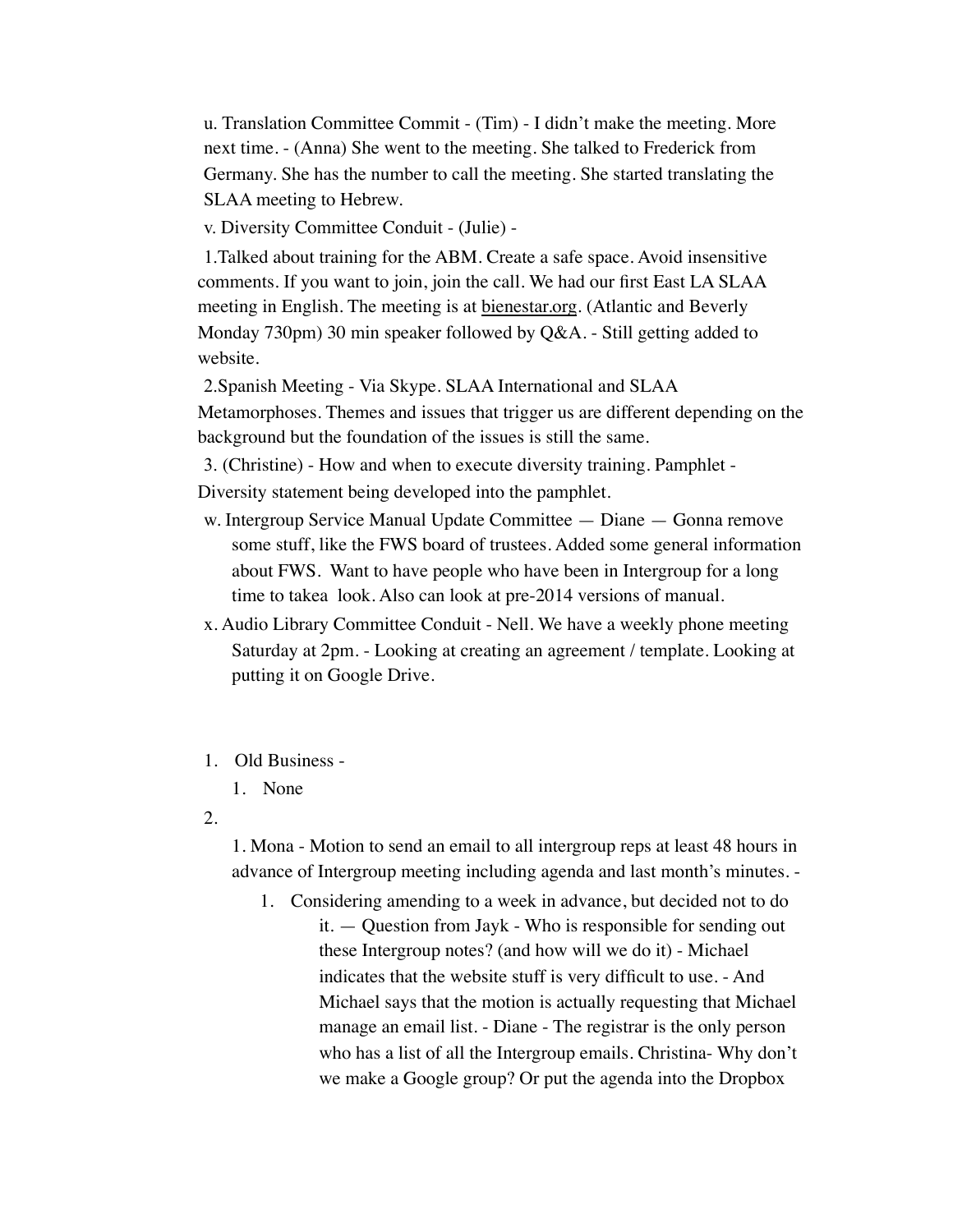u. Translation Committee Commit - (Tim) - I didn't make the meeting. More next time. - (Anna) She went to the meeting. She talked to Frederick from Germany. She has the number to call the meeting. She started translating the SLAA meeting to Hebrew.

v. Diversity Committee Conduit - (Julie) -

1.Talked about training for the ABM. Create a safe space. Avoid insensitive comments. If you want to join, join the call. We had our first East LA SLAA meeting in English. The meeting is at bienestar.org. (Atlantic and Beverly Monday 730pm) 30 min speaker followed by Q&A. - Still getting added to website.

2.Spanish Meeting - Via Skype. SLAA International and SLAA Metamorphoses. Themes and issues that trigger us are different depending on the background but the foundation of the issues is still the same.

3. (Christine) - How and when to execute diversity training. Pamphlet - Diversity statement being developed into the pamphlet.

w. Intergroup Service Manual Update Committee — Diane — Gonna remove some stuff, like the FWS board of trustees. Added some general information about FWS. Want to have people who have been in Intergroup for a long time to takea look. Also can look at pre-2014 versions of manual.

x. Audio Library Committee Conduit - Nell. We have a weekly phone meeting Saturday at 2pm. - Looking at creating an agreement / template. Looking at putting it on Google Drive.

1. Old Business -
    1. None
2. 
    1. Mona - Motion to send an email to all intergroup reps at least 48 hours in advance of Intergroup meeting including agenda and last month's minutes. -
        1. Considering amending to a week in advance, but decided not to do it. — Question from Jayk - Who is responsible for sending out these Intergroup notes? (and how will we do it) - Michael indicates that the website stuff is very difficult to use. - And Michael says that the motion is actually requesting that Michael manage an email list. - Diane - The registrar is the only person who has a list of all the Intergroup emails. Christina- Why don't we make a Google group? Or put the agenda into the Dropbox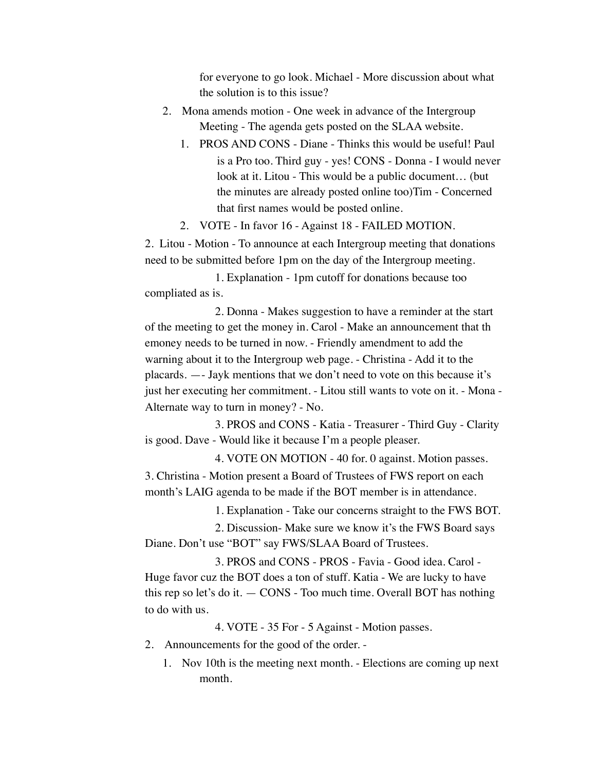for everyone to go look. Michael - More discussion about what the solution is to this issue?

2. Mona amends motion - One week in advance of the Intergroup Meeting - The agenda gets posted on the SLAA website.
    1. PROS AND CONS - Diane - Thinks this would be useful! Paul is a Pro too. Third guy - yes! CONS - Donna - I would never look at it. Litou - This would be a public document… (but the minutes are already posted online too)Tim - Concerned that first names would be posted online.
    2. VOTE - In favor 16 - Against 18 - FAILED MOTION.

2. Litou - Motion - To announce at each Intergroup meeting that donations need to be submitted before 1pm on the day of the Intergroup meeting.

1. Explanation - 1pm cutoff for donations because too compliated as is.

2. Donna - Makes suggestion to have a reminder at the start of the meeting to get the money in. Carol - Make an announcement that th emoney needs to be turned in now. - Friendly amendment to add the warning about it to the Intergroup web page. - Christina - Add it to the placards. —- Jayk mentions that we don't need to vote on this because it's just her executing her commitment. - Litou still wants to vote on it. - Mona - Alternate way to turn in money? - No.

3. PROS and CONS - Katia - Treasurer - Third Guy - Clarity is good. Dave - Would like it because I'm a people pleaser.

4. VOTE ON MOTION - 40 for. 0 against. Motion passes.

3. Christina - Motion present a Board of Trustees of FWS report on each month's LAIG agenda to be made if the BOT member is in attendance.

1. Explanation - Take our concerns straight to the FWS BOT.

2. Discussion- Make sure we know it's the FWS Board says Diane. Don't use "BOT" say FWS/SLAA Board of Trustees.

3. PROS and CONS - PROS - Favia - Good idea. Carol - Huge favor cuz the BOT does a ton of stuff. Katia - We are lucky to have this rep so let's do it. — CONS - Too much time. Overall BOT has nothing to do with us.

4. VOTE - 35 For - 5 Against - Motion passes.

2. Announcements for the good of the order. -
    1. Nov 10th is the meeting next month. - Elections are coming up next month.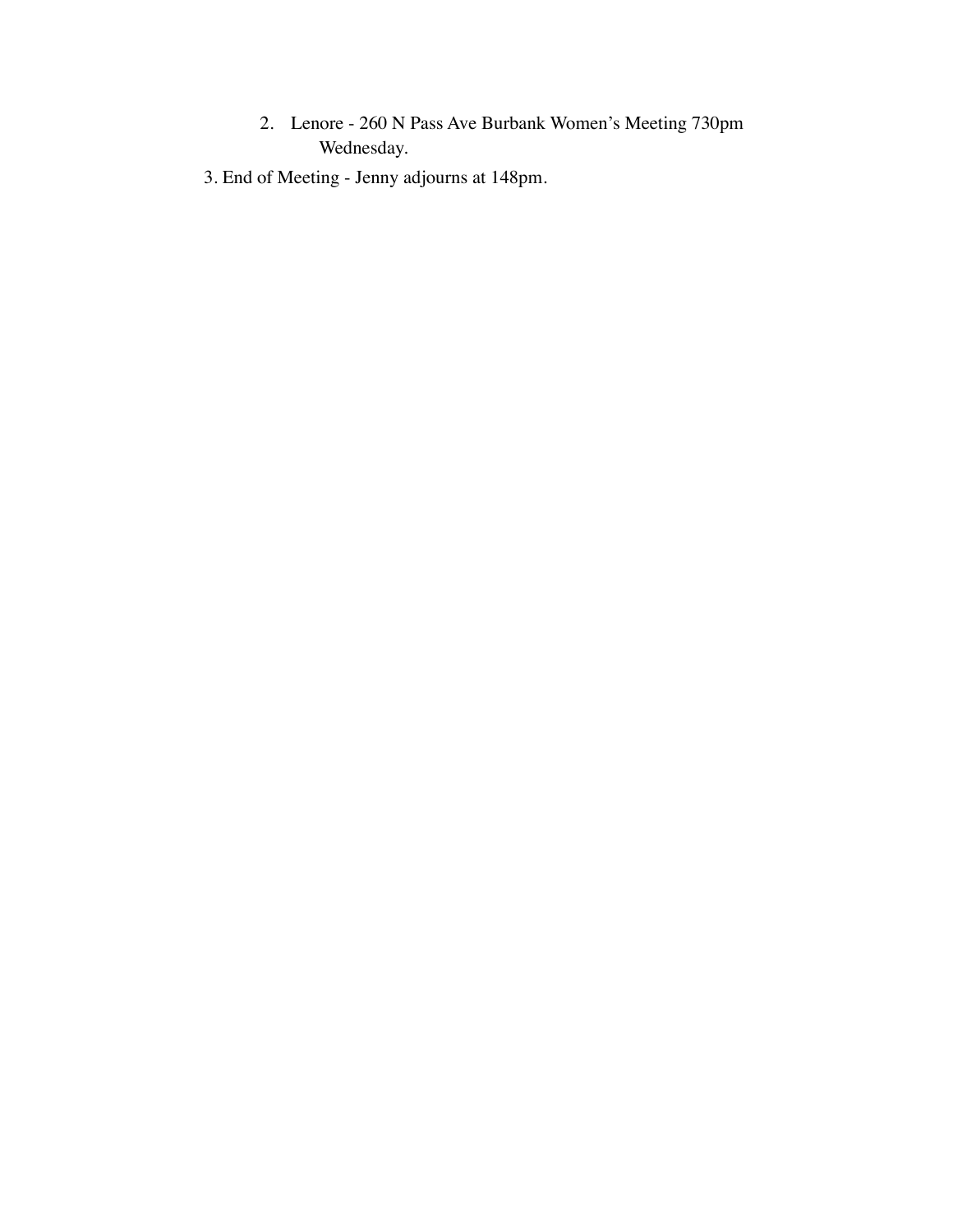2. Lenore - 260 N Pass Ave Burbank Women's Meeting 730pm Wednesday.

3. End of Meeting - Jenny adjourns at 148pm.